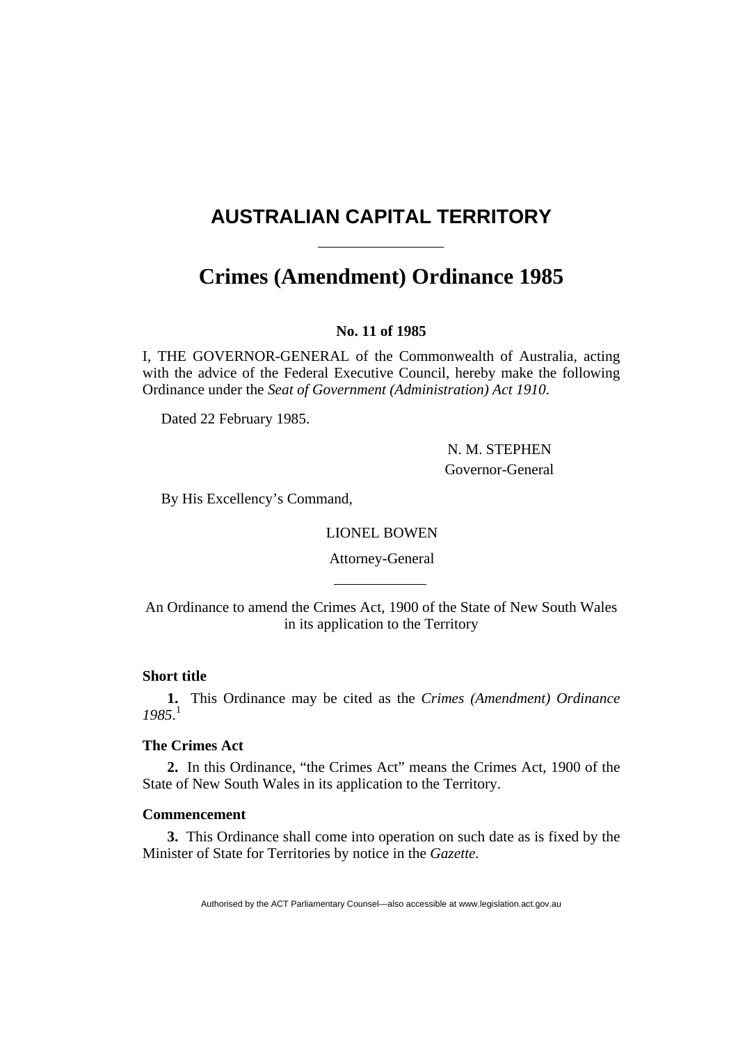# AUSTRALIAN CAPITAL TERRITORY

---

# Crimes (Amendment) Ordinance 1985

**No. 11 of 1985**

I, THE GOVERNOR-GENERAL of the Commonwealth of Australia, acting with the advice of the Federal Executive Council, hereby make the following Ordinance under the *Seat of Government (Administration) Act 1910*.

Dated 22 February 1985.

N. M. STEPHEN
Governor-General

By His Excellency's Command,

LIONEL BOWEN
Attorney-General

---

An Ordinance to amend the Crimes Act, 1900 of the State of New South Wales in its application to the Territory

### Short title

**1.** This Ordinance may be cited as the *Crimes (Amendment) Ordinance 1985*.[1]

### The Crimes Act

**2.** In this Ordinance, "the Crimes Act" means the Crimes Act, 1900 of the State of New South Wales in its application to the Territory.

### Commencement

**3.** This Ordinance shall come into operation on such date as is fixed by the Minister of State for Territories by notice in the *Gazette*.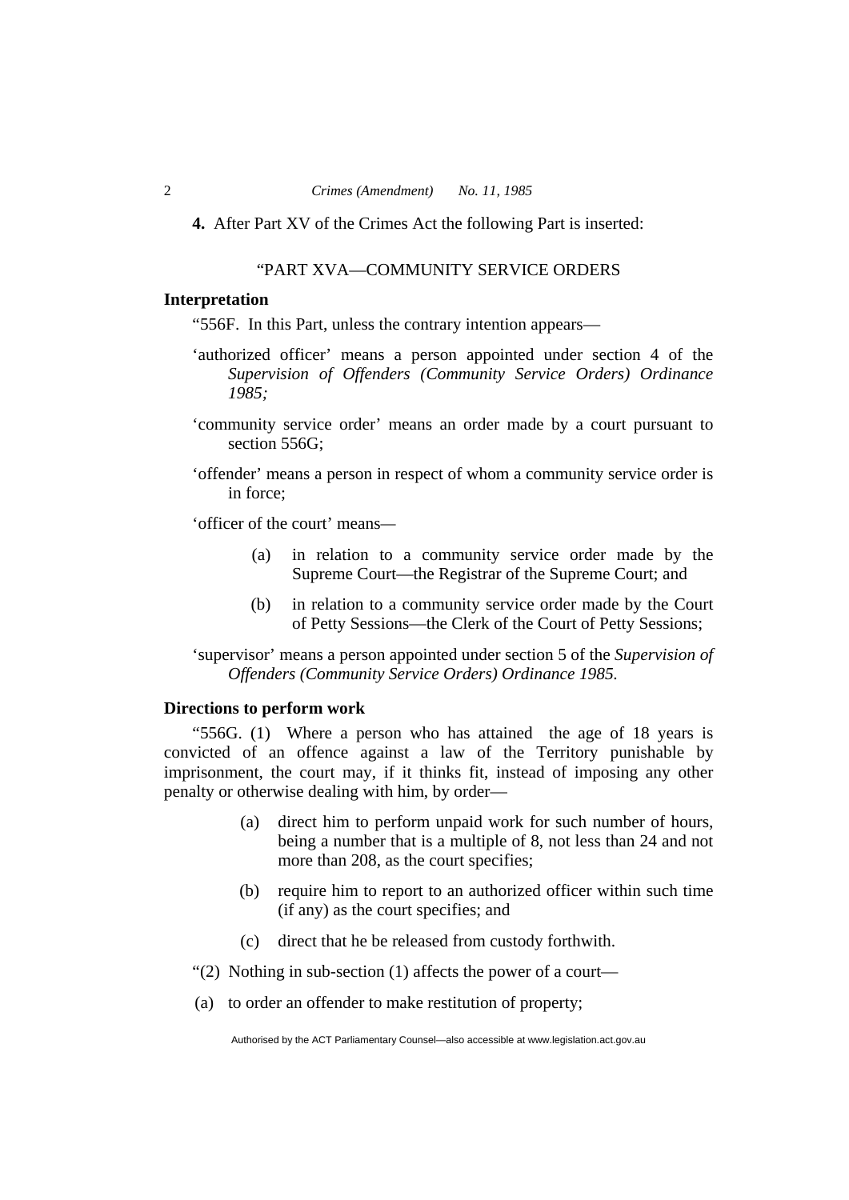**4.** After Part XV of the Crimes Act the following Part is inserted:

"PART XVA—COMMUNITY SERVICE ORDERS

**Interpretation**

"556F. In this Part, unless the contrary intention appears—

'authorized officer' means a person appointed under section 4 of the *Supervision of Offenders (Community Service Orders) Ordinance 1985;*

'community service order' means an order made by a court pursuant to section 556G;

'offender' means a person in respect of whom a community service order is in force;

'officer of the court' means—

(a) in relation to a community service order made by the Supreme Court—the Registrar of the Supreme Court; and

(b) in relation to a community service order made by the Court of Petty Sessions—the Clerk of the Court of Petty Sessions;

'supervisor' means a person appointed under section 5 of the *Supervision of Offenders (Community Service Orders) Ordinance 1985.*

**Directions to perform work**

"556G. (1) Where a person who has attained the age of 18 years is convicted of an offence against a law of the Territory punishable by imprisonment, the court may, if it thinks fit, instead of imposing any other penalty or otherwise dealing with him, by order—

(a) direct him to perform unpaid work for such number of hours, being a number that is a multiple of 8, not less than 24 and not more than 208, as the court specifies;

(b) require him to report to an authorized officer within such time (if any) as the court specifies; and

(c) direct that he be released from custody forthwith.

"(2) Nothing in sub-section (1) affects the power of a court—

(a) to order an offender to make restitution of property;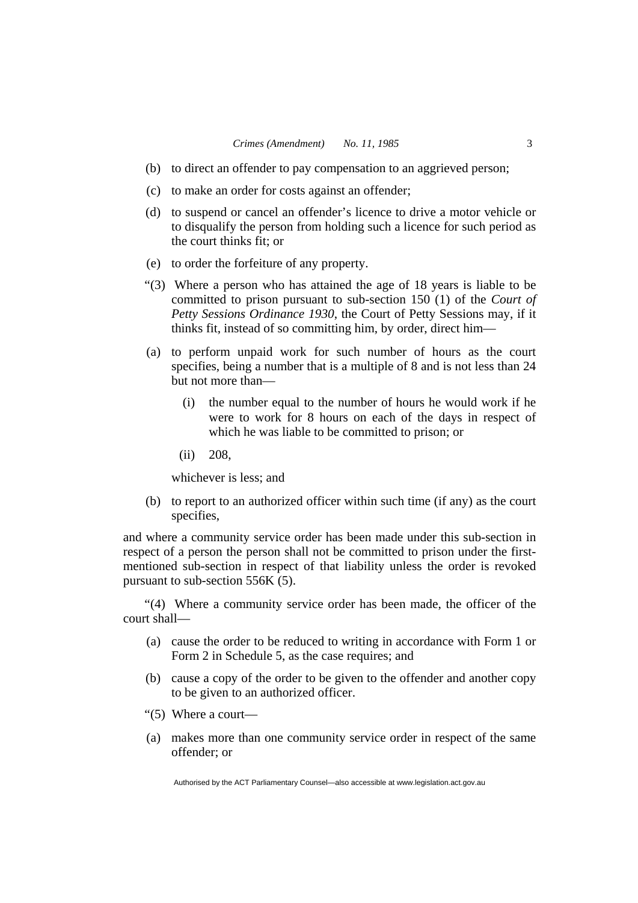(b) to direct an offender to pay compensation to an aggrieved person;

(c) to make an order for costs against an offender;

(d) to suspend or cancel an offender's licence to drive a motor vehicle or to disqualify the person from holding such a licence for such period as the court thinks fit; or

(e) to order the forfeiture of any property.

"(3) Where a person who has attained the age of 18 years is liable to be committed to prison pursuant to sub-section 150 (1) of the *Court of Petty Sessions Ordinance 1930*, the Court of Petty Sessions may, if it thinks fit, instead of so committing him, by order, direct him—

(a) to perform unpaid work for such number of hours as the court specifies, being a number that is a multiple of 8 and is not less than 24 but not more than—

  (i) the number equal to the number of hours he would work if he were to work for 8 hours on each of the days in respect of which he was liable to be committed to prison; or

  (ii) 208,

whichever is less; and

(b) to report to an authorized officer within such time (if any) as the court specifies,

and where a community service order has been made under this sub-section in respect of a person the person shall not be committed to prison under the first-mentioned sub-section in respect of that liability unless the order is revoked pursuant to sub-section 556K (5).

"(4) Where a community service order has been made, the officer of the court shall—

(a) cause the order to be reduced to writing in accordance with Form 1 or Form 2 in Schedule 5, as the case requires; and

(b) cause a copy of the order to be given to the offender and another copy to be given to an authorized officer.

"(5) Where a court—

(a) makes more than one community service order in respect of the same offender; or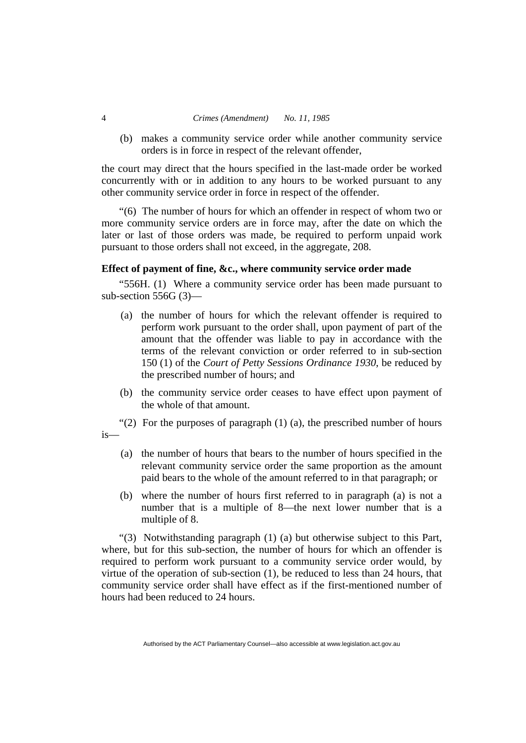(b) makes a community service order while another community service orders is in force in respect of the relevant offender,

the court may direct that the hours specified in the last-made order be worked concurrently with or in addition to any hours to be worked pursuant to any other community service order in force in respect of the offender.

"(6) The number of hours for which an offender in respect of whom two or more community service orders are in force may, after the date on which the later or last of those orders was made, be required to perform unpaid work pursuant to those orders shall not exceed, in the aggregate, 208.

**Effect of payment of fine, &c., where community service order made**

"556H. (1) Where a community service order has been made pursuant to sub-section 556G (3)—

(a) the number of hours for which the relevant offender is required to perform work pursuant to the order shall, upon payment of part of the amount that the offender was liable to pay in accordance with the terms of the relevant conviction or order referred to in sub-section 150 (1) of the *Court of Petty Sessions Ordinance 1930*, be reduced by the prescribed number of hours; and

(b) the community service order ceases to have effect upon payment of the whole of that amount.

"(2) For the purposes of paragraph (1) (a), the prescribed number of hours is—

(a) the number of hours that bears to the number of hours specified in the relevant community service order the same proportion as the amount paid bears to the whole of the amount referred to in that paragraph; or

(b) where the number of hours first referred to in paragraph (a) is not a number that is a multiple of 8—the next lower number that is a multiple of 8.

"(3) Notwithstanding paragraph (1) (a) but otherwise subject to this Part, where, but for this sub-section, the number of hours for which an offender is required to perform work pursuant to a community service order would, by virtue of the operation of sub-section (1), be reduced to less than 24 hours, that community service order shall have effect as if the first-mentioned number of hours had been reduced to 24 hours.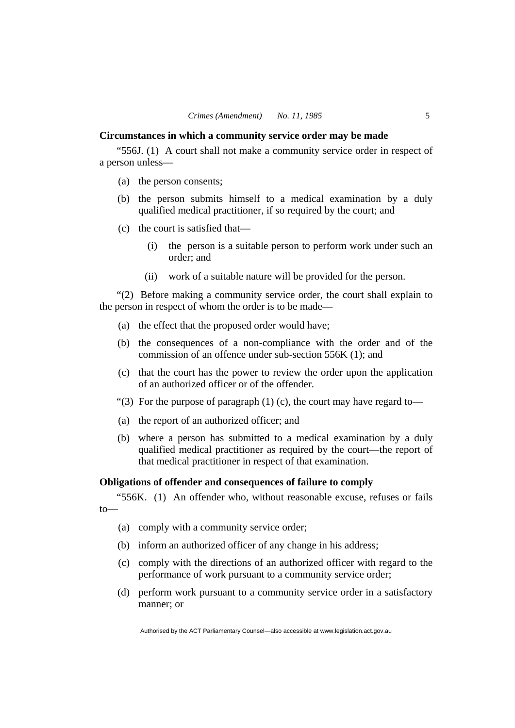**Circumstances in which a community service order may be made**

"556J. (1) A court shall not make a community service order in respect of a person unless—

(a) the person consents;

(b) the person submits himself to a medical examination by a duly qualified medical practitioner, if so required by the court; and

(c) the court is satisfied that—

(i) the person is a suitable person to perform work under such an order; and

(ii) work of a suitable nature will be provided for the person.

"(2) Before making a community service order, the court shall explain to the person in respect of whom the order is to be made—

(a) the effect that the proposed order would have;

(b) the consequences of a non-compliance with the order and of the commission of an offence under sub-section 556K (1); and

(c) that the court has the power to review the order upon the application of an authorized officer or of the offender.

"(3) For the purpose of paragraph (1) (c), the court may have regard to—

(a) the report of an authorized officer; and

(b) where a person has submitted to a medical examination by a duly qualified medical practitioner as required by the court—the report of that medical practitioner in respect of that examination.

**Obligations of offender and consequences of failure to comply**

"556K. (1) An offender who, without reasonable excuse, refuses or fails to—

(a) comply with a community service order;

(b) inform an authorized officer of any change in his address;

(c) comply with the directions of an authorized officer with regard to the performance of work pursuant to a community service order;

(d) perform work pursuant to a community service order in a satisfactory manner; or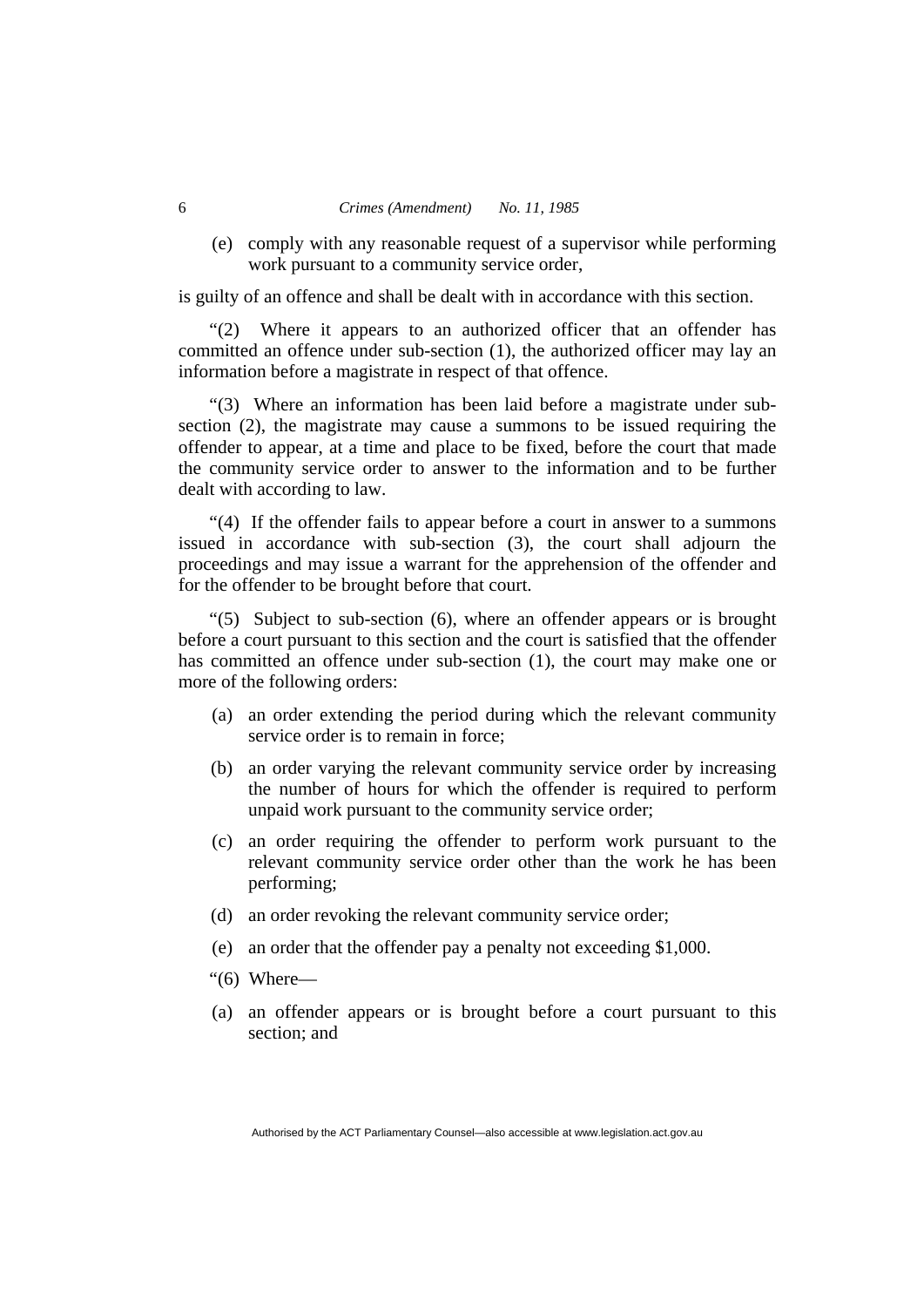(e) comply with any reasonable request of a supervisor while performing work pursuant to a community service order,

is guilty of an offence and shall be dealt with in accordance with this section.

"(2) Where it appears to an authorized officer that an offender has committed an offence under sub-section (1), the authorized officer may lay an information before a magistrate in respect of that offence.

"(3) Where an information has been laid before a magistrate under sub-section (2), the magistrate may cause a summons to be issued requiring the offender to appear, at a time and place to be fixed, before the court that made the community service order to answer to the information and to be further dealt with according to law.

"(4) If the offender fails to appear before a court in answer to a summons issued in accordance with sub-section (3), the court shall adjourn the proceedings and may issue a warrant for the apprehension of the offender and for the offender to be brought before that court.

"(5) Subject to sub-section (6), where an offender appears or is brought before a court pursuant to this section and the court is satisfied that the offender has committed an offence under sub-section (1), the court may make one or more of the following orders:

(a) an order extending the period during which the relevant community service order is to remain in force;

(b) an order varying the relevant community service order by increasing the number of hours for which the offender is required to perform unpaid work pursuant to the community service order;

(c) an order requiring the offender to perform work pursuant to the relevant community service order other than the work he has been performing;

(d) an order revoking the relevant community service order;

(e) an order that the offender pay a penalty not exceeding $1,000.

"(6) Where—

(a) an offender appears or is brought before a court pursuant to this section; and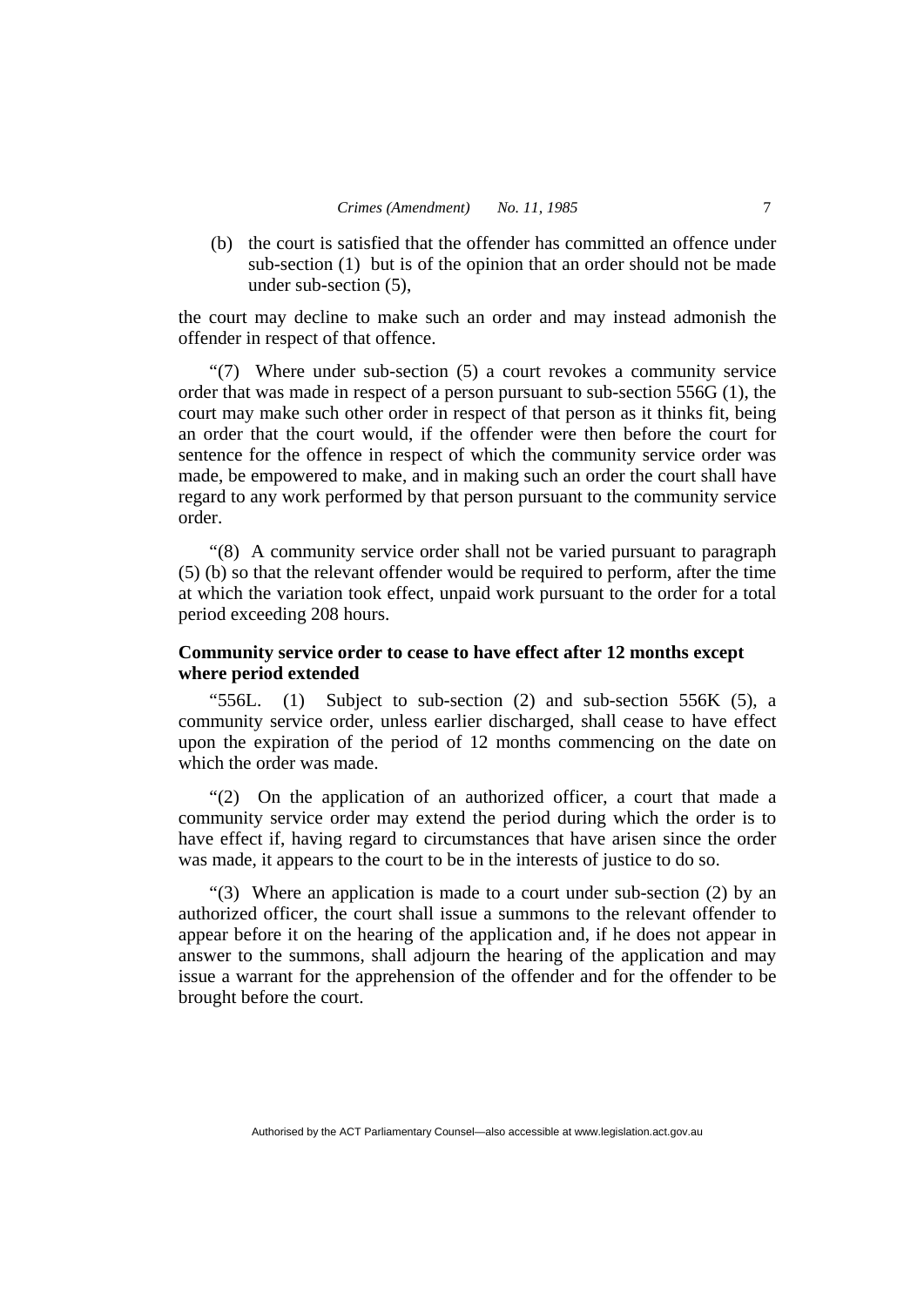(b) the court is satisfied that the offender has committed an offence under sub-section (1) but is of the opinion that an order should not be made under sub-section (5),

the court may decline to make such an order and may instead admonish the offender in respect of that offence.

"(7) Where under sub-section (5) a court revokes a community service order that was made in respect of a person pursuant to sub-section 556G (1), the court may make such other order in respect of that person as it thinks fit, being an order that the court would, if the offender were then before the court for sentence for the offence in respect of which the community service order was made, be empowered to make, and in making such an order the court shall have regard to any work performed by that person pursuant to the community service order.

"(8) A community service order shall not be varied pursuant to paragraph (5) (b) so that the relevant offender would be required to perform, after the time at which the variation took effect, unpaid work pursuant to the order for a total period exceeding 208 hours.

**Community service order to cease to have effect after 12 months except where period extended**

"556L. (1) Subject to sub-section (2) and sub-section 556K (5), a community service order, unless earlier discharged, shall cease to have effect upon the expiration of the period of 12 months commencing on the date on which the order was made.

"(2) On the application of an authorized officer, a court that made a community service order may extend the period during which the order is to have effect if, having regard to circumstances that have arisen since the order was made, it appears to the court to be in the interests of justice to do so.

"(3) Where an application is made to a court under sub-section (2) by an authorized officer, the court shall issue a summons to the relevant offender to appear before it on the hearing of the application and, if he does not appear in answer to the summons, shall adjourn the hearing of the application and may issue a warrant for the apprehension of the offender and for the offender to be brought before the court.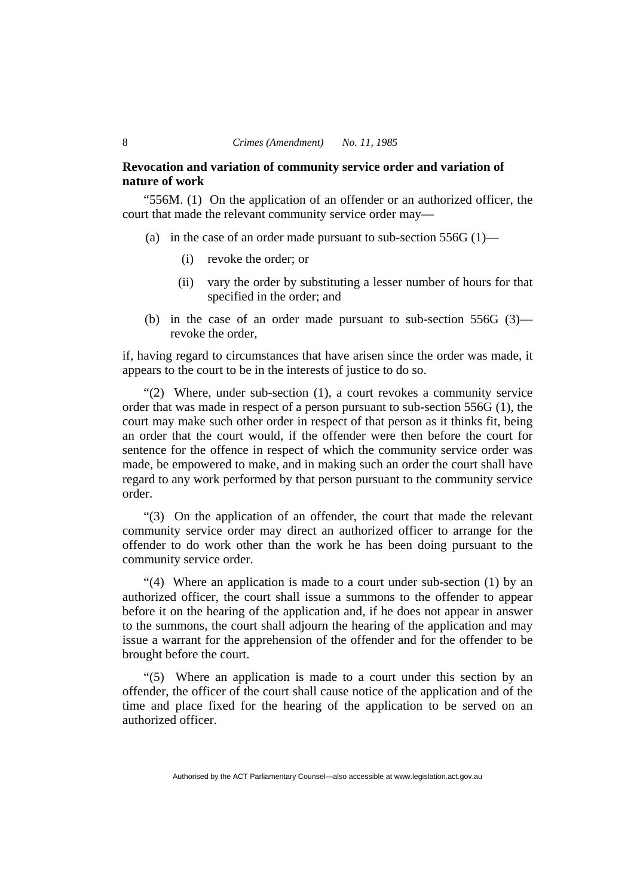**Revocation and variation of community service order and variation of nature of work**

"556M. (1) On the application of an offender or an authorized officer, the court that made the relevant community service order may—

(a) in the case of an order made pursuant to sub-section 556G (1)—

  (i) revoke the order; or

  (ii) vary the order by substituting a lesser number of hours for that specified in the order; and

(b) in the case of an order made pursuant to sub-section 556G (3)—revoke the order,

if, having regard to circumstances that have arisen since the order was made, it appears to the court to be in the interests of justice to do so.

"(2) Where, under sub-section (1), a court revokes a community service order that was made in respect of a person pursuant to sub-section 556G (1), the court may make such other order in respect of that person as it thinks fit, being an order that the court would, if the offender were then before the court for sentence for the offence in respect of which the community service order was made, be empowered to make, and in making such an order the court shall have regard to any work performed by that person pursuant to the community service order.

"(3) On the application of an offender, the court that made the relevant community service order may direct an authorized officer to arrange for the offender to do work other than the work he has been doing pursuant to the community service order.

"(4) Where an application is made to a court under sub-section (1) by an authorized officer, the court shall issue a summons to the offender to appear before it on the hearing of the application and, if he does not appear in answer to the summons, the court shall adjourn the hearing of the application and may issue a warrant for the apprehension of the offender and for the offender to be brought before the court.

"(5) Where an application is made to a court under this section by an offender, the officer of the court shall cause notice of the application and of the time and place fixed for the hearing of the application to be served on an authorized officer.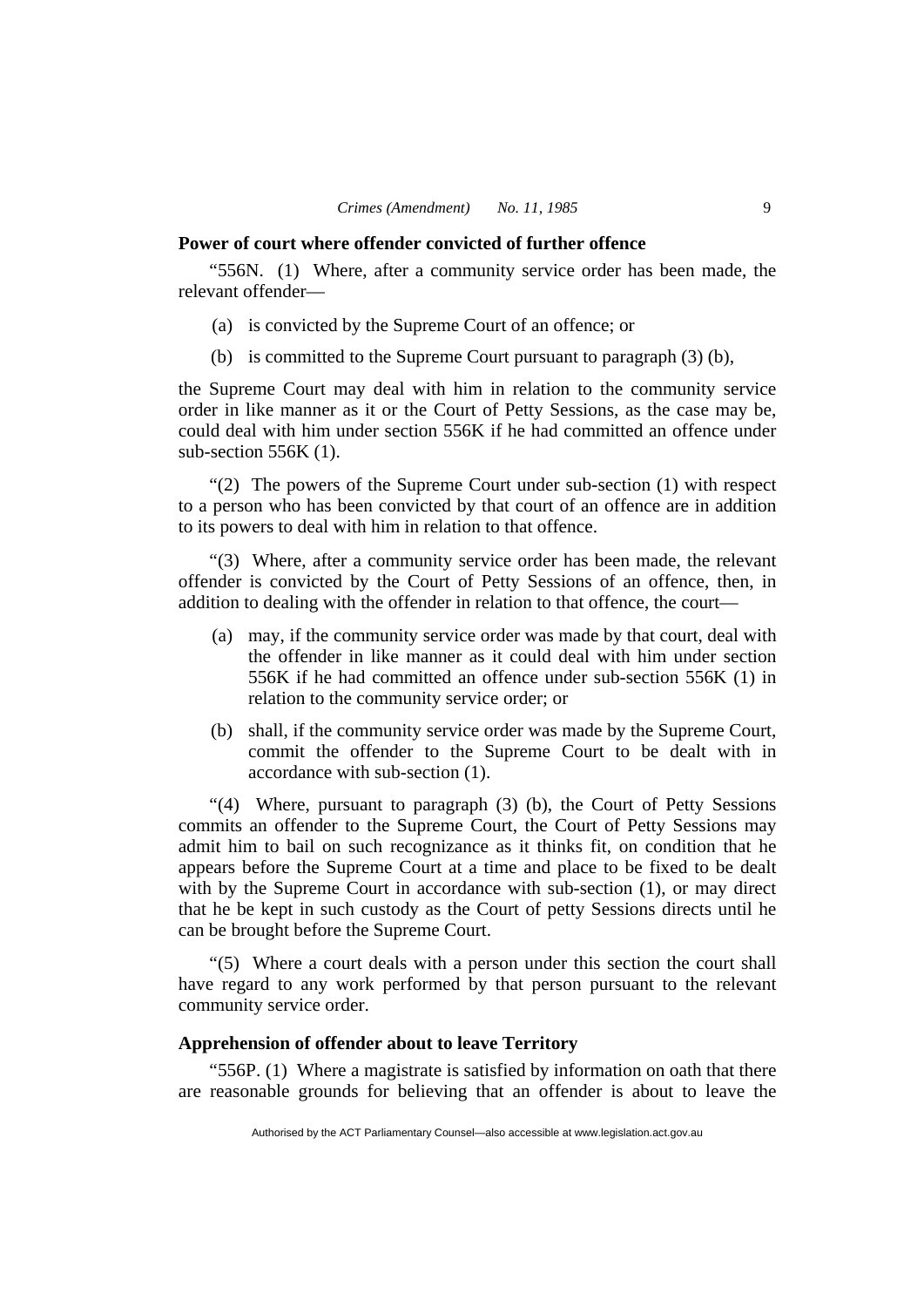**Power of court where offender convicted of further offence**

"556N. (1) Where, after a community service order has been made, the relevant offender—

(a) is convicted by the Supreme Court of an offence; or

(b) is committed to the Supreme Court pursuant to paragraph (3) (b),

the Supreme Court may deal with him in relation to the community service order in like manner as it or the Court of Petty Sessions, as the case may be, could deal with him under section 556K if he had committed an offence under sub-section 556K (1).

"(2) The powers of the Supreme Court under sub-section (1) with respect to a person who has been convicted by that court of an offence are in addition to its powers to deal with him in relation to that offence.

"(3) Where, after a community service order has been made, the relevant offender is convicted by the Court of Petty Sessions of an offence, then, in addition to dealing with the offender in relation to that offence, the court—

(a) may, if the community service order was made by that court, deal with the offender in like manner as it could deal with him under section 556K if he had committed an offence under sub-section 556K (1) in relation to the community service order; or

(b) shall, if the community service order was made by the Supreme Court, commit the offender to the Supreme Court to be dealt with in accordance with sub-section (1).

"(4) Where, pursuant to paragraph (3) (b), the Court of Petty Sessions commits an offender to the Supreme Court, the Court of Petty Sessions may admit him to bail on such recognizance as it thinks fit, on condition that he appears before the Supreme Court at a time and place to be fixed to be dealt with by the Supreme Court in accordance with sub-section (1), or may direct that he be kept in such custody as the Court of petty Sessions directs until he can be brought before the Supreme Court.

"(5) Where a court deals with a person under this section the court shall have regard to any work performed by that person pursuant to the relevant community service order.

**Apprehension of offender about to leave Territory**

"556P. (1) Where a magistrate is satisfied by information on oath that there are reasonable grounds for believing that an offender is about to leave the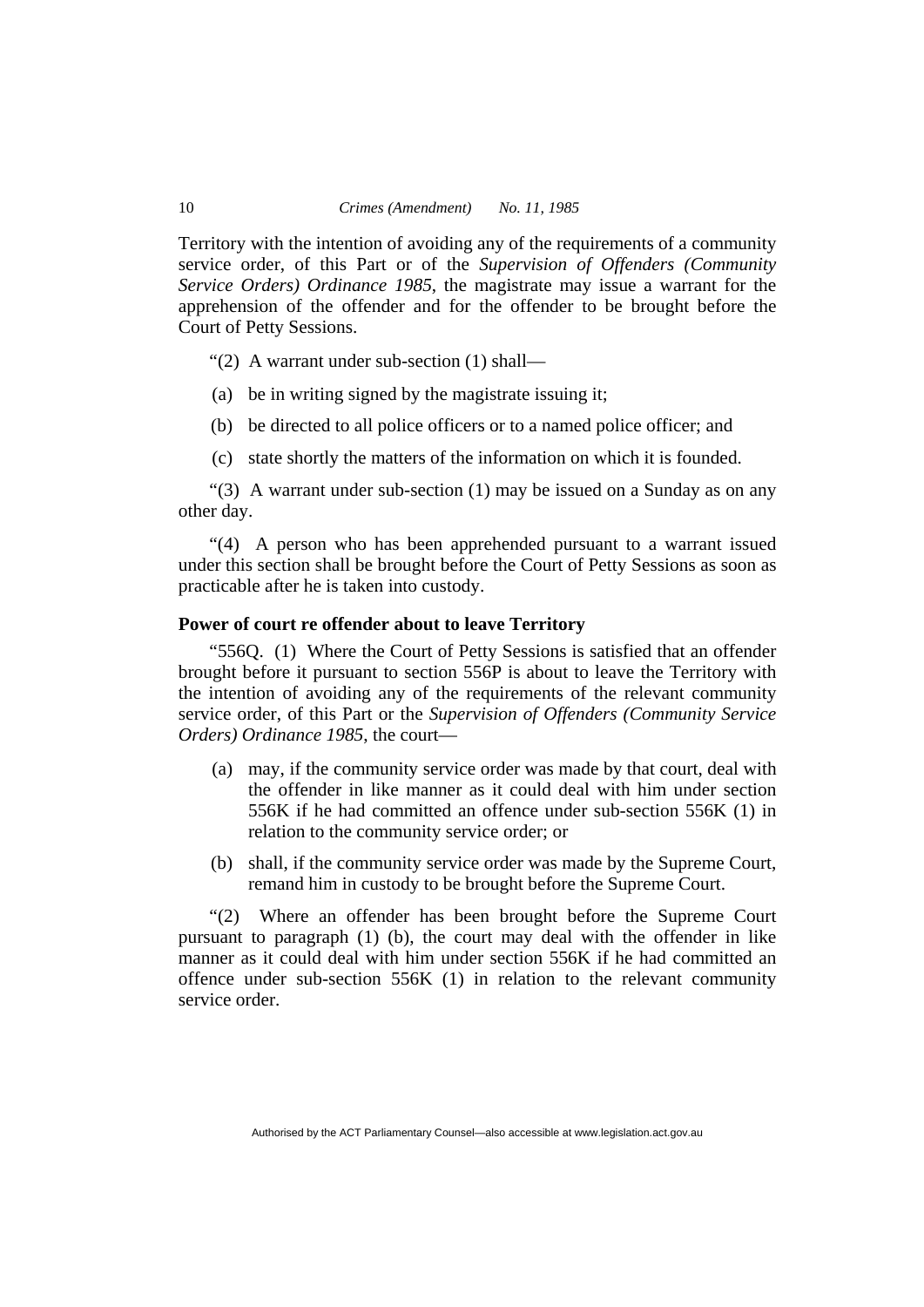Territory with the intention of avoiding any of the requirements of a community service order, of this Part or of the *Supervision of Offenders (Community Service Orders) Ordinance 1985*, the magistrate may issue a warrant for the apprehension of the offender and for the offender to be brought before the Court of Petty Sessions.

"(2) A warrant under sub-section (1) shall—

(a) be in writing signed by the magistrate issuing it;

(b) be directed to all police officers or to a named police officer; and

(c) state shortly the matters of the information on which it is founded.

"(3) A warrant under sub-section (1) may be issued on a Sunday as on any other day.

"(4) A person who has been apprehended pursuant to a warrant issued under this section shall be brought before the Court of Petty Sessions as soon as practicable after he is taken into custody.

**Power of court re offender about to leave Territory**

"556Q. (1) Where the Court of Petty Sessions is satisfied that an offender brought before it pursuant to section 556P is about to leave the Territory with the intention of avoiding any of the requirements of the relevant community service order, of this Part or the *Supervision of Offenders (Community Service Orders) Ordinance 1985*, the court—

(a) may, if the community service order was made by that court, deal with the offender in like manner as it could deal with him under section 556K if he had committed an offence under sub-section 556K (1) in relation to the community service order; or

(b) shall, if the community service order was made by the Supreme Court, remand him in custody to be brought before the Supreme Court.

"(2) Where an offender has been brought before the Supreme Court pursuant to paragraph (1) (b), the court may deal with the offender in like manner as it could deal with him under section 556K if he had committed an offence under sub-section 556K (1) in relation to the relevant community service order.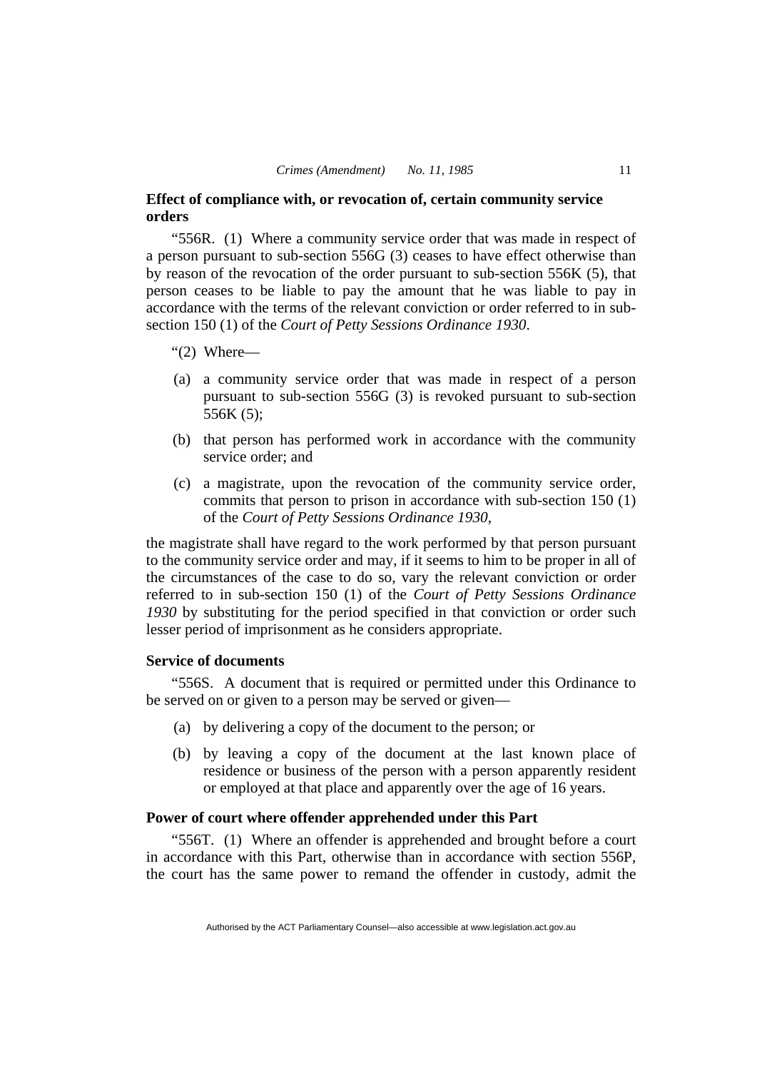**Effect of compliance with, or revocation of, certain community service orders**

"556R. (1) Where a community service order that was made in respect of a person pursuant to sub-section 556G (3) ceases to have effect otherwise than by reason of the revocation of the order pursuant to sub-section 556K (5), that person ceases to be liable to pay the amount that he was liable to pay in accordance with the terms of the relevant conviction or order referred to in sub-section 150 (1) of the *Court of Petty Sessions Ordinance 1930*.

"(2) Where—

(a) a community service order that was made in respect of a person pursuant to sub-section 556G (3) is revoked pursuant to sub-section 556K (5);

(b) that person has performed work in accordance with the community service order; and

(c) a magistrate, upon the revocation of the community service order, commits that person to prison in accordance with sub-section 150 (1) of the *Court of Petty Sessions Ordinance 1930*,

the magistrate shall have regard to the work performed by that person pursuant to the community service order and may, if it seems to him to be proper in all of the circumstances of the case to do so, vary the relevant conviction or order referred to in sub-section 150 (1) of the *Court of Petty Sessions Ordinance 1930* by substituting for the period specified in that conviction or order such lesser period of imprisonment as he considers appropriate.

**Service of documents**

"556S. A document that is required or permitted under this Ordinance to be served on or given to a person may be served or given—

(a) by delivering a copy of the document to the person; or

(b) by leaving a copy of the document at the last known place of residence or business of the person with a person apparently resident or employed at that place and apparently over the age of 16 years.

**Power of court where offender apprehended under this Part**

"556T. (1) Where an offender is apprehended and brought before a court in accordance with this Part, otherwise than in accordance with section 556P, the court has the same power to remand the offender in custody, admit the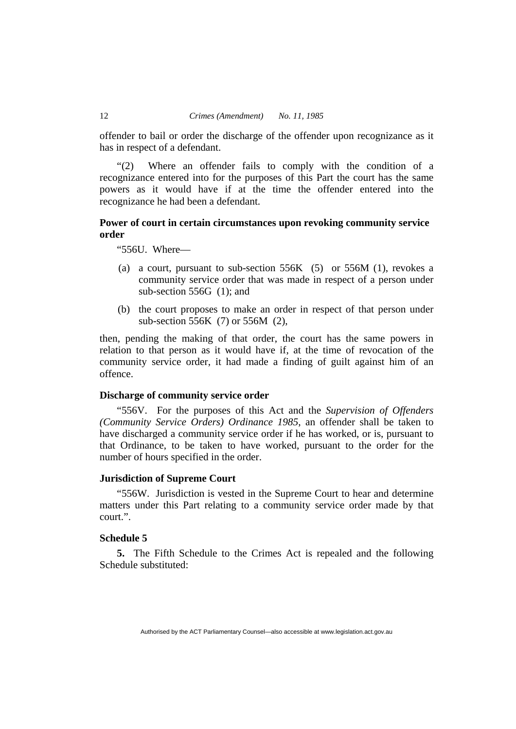offender to bail or order the discharge of the offender upon recognizance as it has in respect of a defendant.

"(2) Where an offender fails to comply with the condition of a recognizance entered into for the purposes of this Part the court has the same powers as it would have if at the time the offender entered into the recognizance he had been a defendant.

**Power of court in certain circumstances upon revoking community service order**

"556U. Where—

(a) a court, pursuant to sub-section 556K (5) or 556M (1), revokes a community service order that was made in respect of a person under sub-section 556G (1); and

(b) the court proposes to make an order in respect of that person under sub-section 556K (7) or 556M (2),

then, pending the making of that order, the court has the same powers in relation to that person as it would have if, at the time of revocation of the community service order, it had made a finding of guilt against him of an offence.

**Discharge of community service order**

"556V. For the purposes of this Act and the *Supervision of Offenders (Community Service Orders) Ordinance 1985*, an offender shall be taken to have discharged a community service order if he has worked, or is, pursuant to that Ordinance, to be taken to have worked, pursuant to the order for the number of hours specified in the order.

**Jurisdiction of Supreme Court**

"556W. Jurisdiction is vested in the Supreme Court to hear and determine matters under this Part relating to a community service order made by that court.".

**Schedule 5**

**5.** The Fifth Schedule to the Crimes Act is repealed and the following Schedule substituted: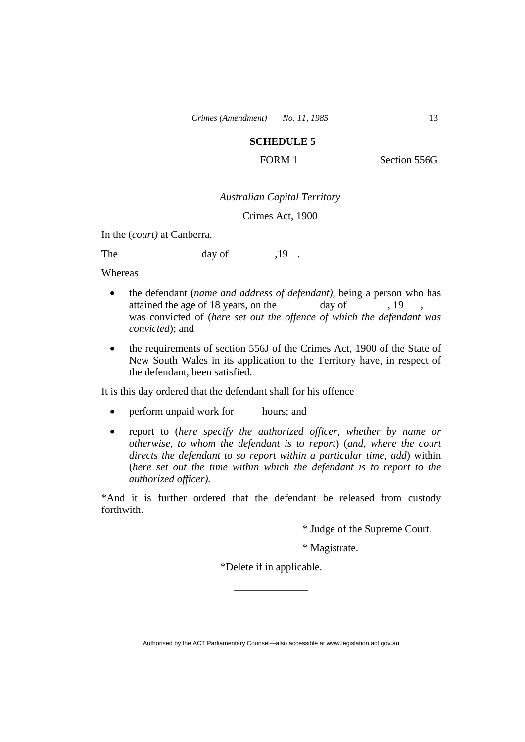## SCHEDULE 5

FORM 1 Section 556G

*Australian Capital Territory*

Crimes Act, 1900

In the *(court)* at Canberra.

The day of ,19 .

Whereas

- the defendant (*name and address of defendant)*, being a person who has attained the age of 18 years, on the day of , 19 , was convicted of (*here set out the offence of which the defendant was convicted*); and
- the requirements of section 556J of the Crimes Act, 1900 of the State of New South Wales in its application to the Territory have, in respect of the defendant, been satisfied.

It is this day ordered that the defendant shall for his offence

- perform unpaid work for hours; and
- report to (*here specify the authorized officer, whether by name or otherwise, to whom the defendant is to report*) (*and, where the court directs the defendant to so report within a particular time, add*) within (*here set out the time within which the defendant is to report to the authorized officer).*

*And it is further ordered that the defendant be released from custody forthwith.

\* Judge of the Supreme Court.

\* Magistrate.

*Delete if in applicable.

______________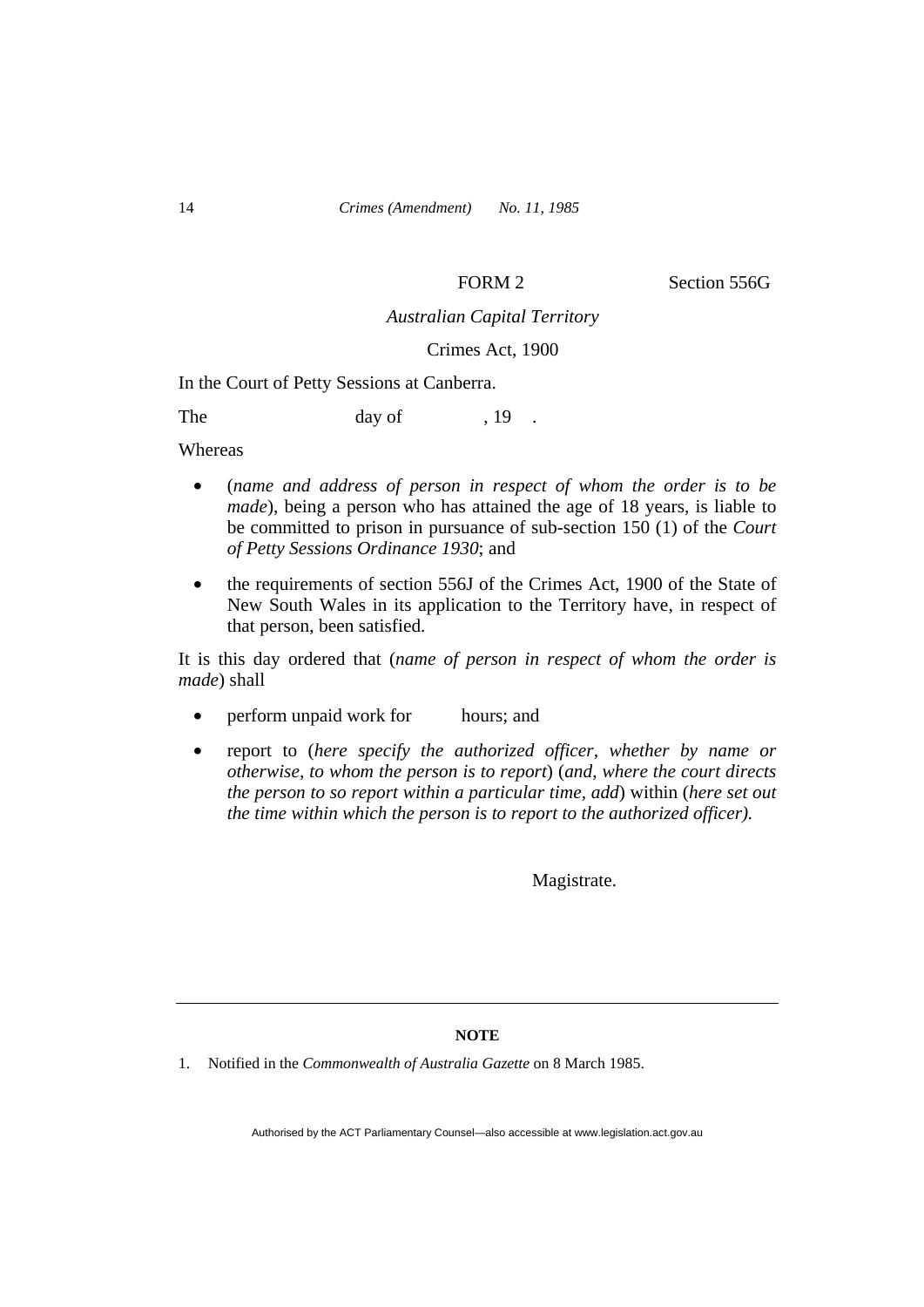FORM 2 Section 556G

*Australian Capital Territory*

Crimes Act, 1900

In the Court of Petty Sessions at Canberra.

The day of , 19 .

Whereas

- (*name and address of person in respect of whom the order is to be made*), being a person who has attained the age of 18 years, is liable to be committed to prison in pursuance of sub-section 150 (1) of the *Court of Petty Sessions Ordinance 1930*; and
- the requirements of section 556J of the Crimes Act, 1900 of the State of New South Wales in its application to the Territory have, in respect of that person, been satisfied.

It is this day ordered that (*name of person in respect of whom the order is made*) shall

- perform unpaid work for hours; and
- report to (*here specify the authorized officer, whether by name or otherwise, to whom the person is to report*) (*and, where the court directs the person to so report within a particular time, add*) within (*here set out the time within which the person is to report to the authorized officer).*

Magistrate.

---

**NOTE**

1. Notified in the *Commonwealth of Australia Gazette* on 8 March 1985.

Authorised by the ACT Parliamentary Counsel—also accessible at www.legislation.act.gov.au